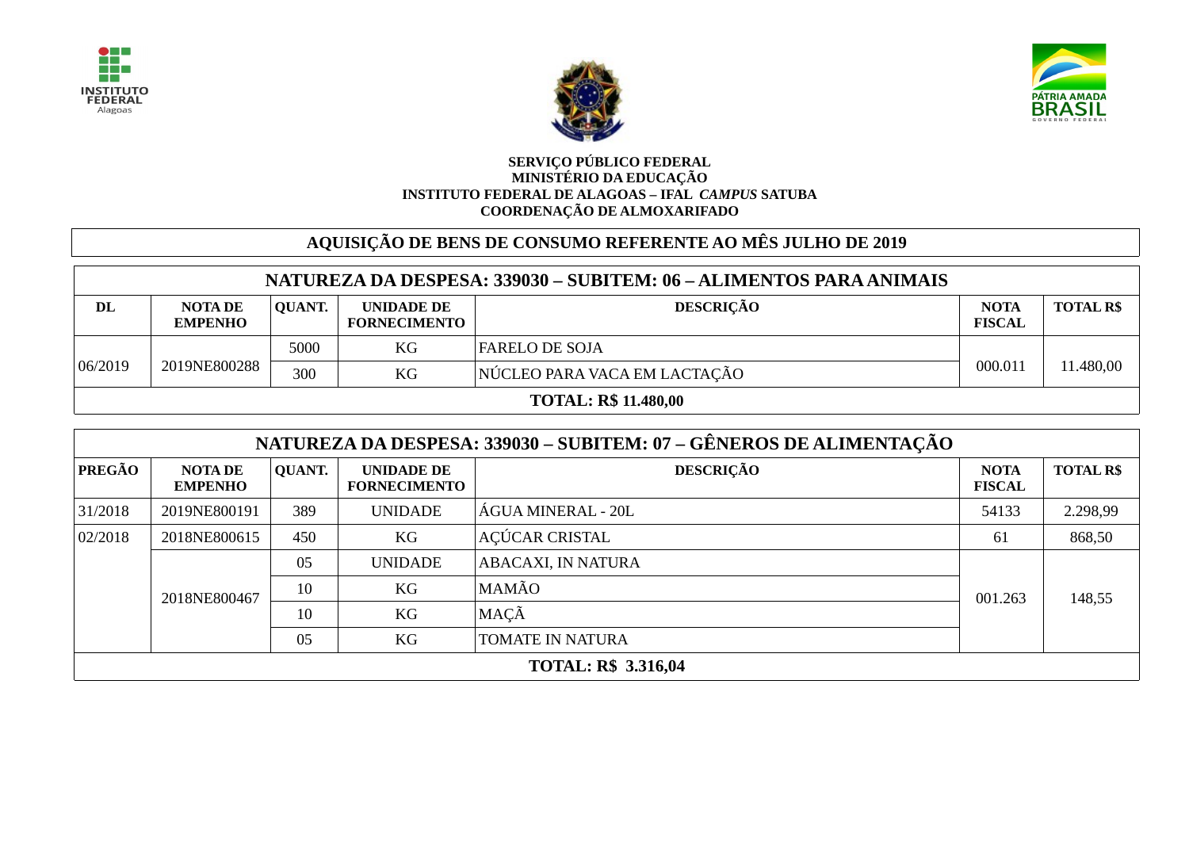**SERVIÇO PÚBLICO FEDERAL**
**MINISTÉRIO DA EDUCAÇÃO**
**INSTITUTO FEDERAL DE ALAGOAS – IFAL *CAMPUS* SATUBA**
**COORDENAÇÃO DE ALMOXARIFADO**

## AQUISIÇÃO DE BENS DE CONSUMO REFERENTE AO MÊS JULHO DE 2019

| NATUREZA DA DESPESA: 339030 – SUBITEM: 06 – ALIMENTOS PARA ANIMAIS | | | | | | |
|---|---|---|---|---|---|---|
| **DL** | **NOTA DE EMPENHO** | **QUANT.** | **UNIDADE DE FORNECIMENTO** | **DESCRIÇÃO** | **NOTA FISCAL** | **TOTAL R$** |
| 06/2019 | 2019NE800288 | 5000 | KG | FARELO DE SOJA | 000.011 | 11.480,00 |
| | | 300 | KG | NÚCLEO PARA VACA EM LACTAÇÃO | | |
| **TOTAL: R$ 11.480,00** | | | | | | |

| NATUREZA DA DESPESA: 339030 – SUBITEM: 07 – GÊNEROS DE ALIMENTAÇÃO | | | | | | |
|---|---|---|---|---|---|---|
| **PREGÃO** | **NOTA DE EMPENHO** | **QUANT.** | **UNIDADE DE FORNECIMENTO** | **DESCRIÇÃO** | **NOTA FISCAL** | **TOTAL R$** |
| 31/2018 | 2019NE800191 | 389 | UNIDADE | ÁGUA MINERAL - 20L | 54133 | 2.298,99 |
| 02/2018 | 2018NE800615 | 450 | KG | AÇÚCAR CRISTAL | 61 | 868,50 |
| | 2018NE800467 | 05 | UNIDADE | ABACAXI, IN NATURA | 001.263 | 148,55 |
| | | 10 | KG | MAMÃO | | |
| | | 10 | KG | MAÇÃ | | |
| | | 05 | KG | TOMATE IN NATURA | | |
| **TOTAL: R$ 3.316,04** | | | | | | |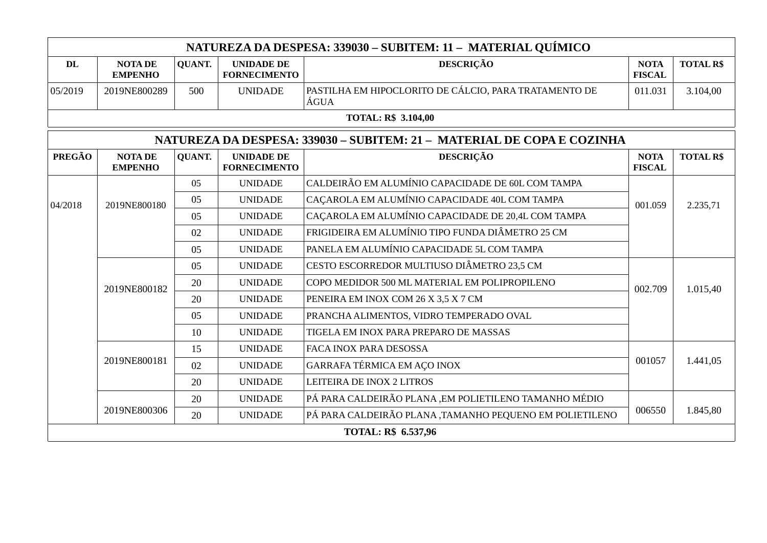| NATUREZA DA DESPESA: 339030 – SUBITEM: 11 – MATERIAL QUÍMICO | | | | | | |
|---|---|---|---|---|---|---|
| **DL** | **NOTA DE EMPENHO** | **QUANT.** | **UNIDADE DE FORNECIMENTO** | **DESCRIÇÃO** | **NOTA FISCAL** | **TOTAL R$** |
| 05/2019 | 2019NE800289 | 500 | UNIDADE | PASTILHA EM HIPOCLORITO DE CÁLCIO, PARA TRATAMENTO DE ÁGUA | 011.031 | 3.104,00 |
| **TOTAL: R$ 3.104,00** | | | | | | |

| NATUREZA DA DESPESA: 339030 – SUBITEM: 21 – MATERIAL DE COPA E COZINHA | | | | | | |
|---|---|---|---|---|---|---|
| **PREGÃO** | **NOTA DE EMPENHO** | **QUANT.** | **UNIDADE DE FORNECIMENTO** | **DESCRIÇÃO** | **NOTA FISCAL** | **TOTAL R$** |
| 04/2018 | 2019NE800180 | 05 | UNIDADE | CALDEIRÃO EM ALUMÍNIO CAPACIDADE DE 60L COM TAMPA | 001.059 | 2.235,71 |
| | | 05 | UNIDADE | CAÇAROLA EM ALUMÍNIO CAPACIDADE 40L COM TAMPA | | |
| | | 05 | UNIDADE | CAÇAROLA EM ALUMÍNIO CAPACIDADE DE 20,4L COM TAMPA | | |
| | | 02 | UNIDADE | FRIGIDEIRA EM ALUMÍNIO TIPO FUNDA DIÂMETRO 25 CM | | |
| | | 05 | UNIDADE | PANELA EM ALUMÍNIO CAPACIDADE 5L COM TAMPA | | |
| | 2019NE800182 | 05 | UNIDADE | CESTO ESCORREDOR MULTIUSO DIÂMETRO 23,5 CM | 002.709 | 1.015,40 |
| | | 20 | UNIDADE | COPO MEDIDOR 500 ML MATERIAL EM POLIPROPILENO | | |
| | | 20 | UNIDADE | PENEIRA EM INOX COM 26 X 3,5 X 7 CM | | |
| | | 05 | UNIDADE | PRANCHA ALIMENTOS, VIDRO TEMPERADO OVAL | | |
| | | 10 | UNIDADE | TIGELA EM INOX PARA PREPARO DE MASSAS | | |
| | 2019NE800181 | 15 | UNIDADE | FACA INOX PARA DESOSSA | 001057 | 1.441,05 |
| | | 02 | UNIDADE | GARRAFA TÉRMICA EM AÇO INOX | | |
| | | 20 | UNIDADE | LEITEIRA DE INOX 2 LITROS | | |
| | 2019NE800306 | 20 | UNIDADE | PÁ PARA CALDEIRÃO PLANA ,EM POLIETILENO TAMANHO MÉDIO | 006550 | 1.845,80 |
| | | 20 | UNIDADE | PÁ PARA CALDEIRÃO PLANA ,TAMANHO PEQUENO EM POLIETILENO | | |
| **TOTAL: R$ 6.537,96** | | | | | | |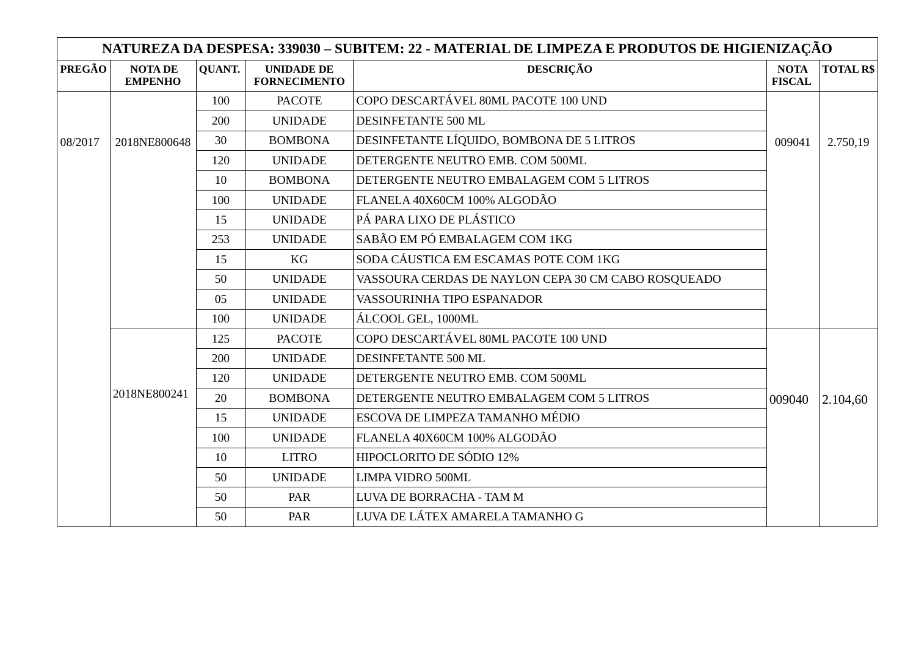| NATUREZA DA DESPESA: 339030 – SUBITEM: 22 - MATERIAL DE LIMPEZA E PRODUTOS DE HIGIENIZAÇÃO | | | | | | |
|---|---|---|---|---|---|---|
| **PREGÃO** | **NOTA DE EMPENHO** | **QUANT.** | **UNIDADE DE FORNECIMENTO** | **DESCRIÇÃO** | **NOTA FISCAL** | **TOTAL R$** |
| 08/2017 | 2018NE800648 | 100 | PACOTE | COPO DESCARTÁVEL 80ML PACOTE 100 UND | 009041 | 2.750,19 |
| | | 200 | UNIDADE | DESINFETANTE 500 ML | | |
| | | 30 | BOMBONA | DESINFETANTE LÍQUIDO, BOMBONA DE 5 LITROS | | |
| | | 120 | UNIDADE | DETERGENTE NEUTRO EMB. COM 500ML | | |
| | | 10 | BOMBONA | DETERGENTE NEUTRO EMBALAGEM COM 5 LITROS | | |
| | | 100 | UNIDADE | FLANELA 40X60CM 100% ALGODÃO | | |
| | | 15 | UNIDADE | PÁ PARA LIXO DE PLÁSTICO | | |
| | | 253 | UNIDADE | SABÃO EM PÓ EMBALAGEM COM 1KG | | |
| | | 15 | KG | SODA CÁUSTICA EM ESCAMAS POTE COM 1KG | | |
| | | 50 | UNIDADE | VASSOURA CERDAS DE NAYLON CEPA 30 CM CABO ROSQUEADO | | |
| | | 05 | UNIDADE | VASSOURINHA TIPO ESPANADOR | | |
| | | 100 | UNIDADE | ÁLCOOL GEL, 1000ML | | |
| | 2018NE800241 | 125 | PACOTE | COPO DESCARTÁVEL 80ML PACOTE 100 UND | 009040 | 2.104,60 |
| | | 200 | UNIDADE | DESINFETANTE 500 ML | | |
| | | 120 | UNIDADE | DETERGENTE NEUTRO EMB. COM 500ML | | |
| | | 20 | BOMBONA | DETERGENTE NEUTRO EMBALAGEM COM 5 LITROS | | |
| | | 15 | UNIDADE | ESCOVA DE LIMPEZA TAMANHO MÉDIO | | |
| | | 100 | UNIDADE | FLANELA 40X60CM 100% ALGODÃO | | |
| | | 10 | LITRO | HIPOCLORITO DE SÓDIO 12% | | |
| | | 50 | UNIDADE | LIMPA VIDRO 500ML | | |
| | | 50 | PAR | LUVA DE BORRACHA - TAM M | | |
| | | 50 | PAR | LUVA DE LÁTEX AMARELA TAMANHO G | | |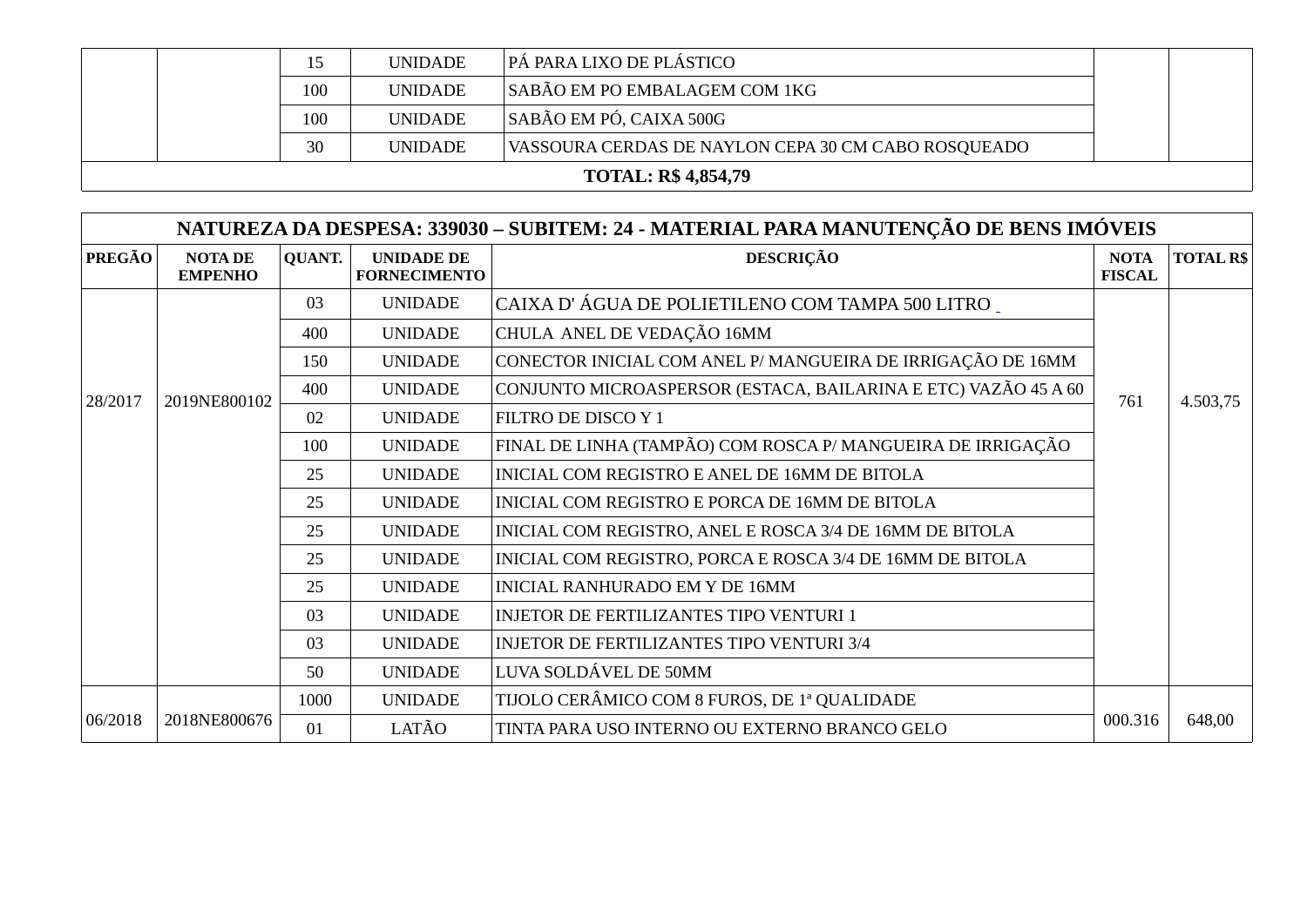| | | 15 | UNIDADE | PÁ PARA LIXO DE PLÁSTICO | | |
|---|---|---|---|---|---|---|
| | | 100 | UNIDADE | SABÃO EM PO EMBALAGEM COM 1KG | | |
| | | 100 | UNIDADE | SABÃO EM PÓ, CAIXA 500G | | |
| | | 30 | UNIDADE | VASSOURA CERDAS DE NAYLON CEPA 30 CM CABO ROSQUEADO | | |
| **TOTAL: R$ 4,854,79** | | | | | | |

| **NATUREZA DA DESPESA: 339030 – SUBITEM: 24 - MATERIAL PARA MANUTENÇÃO DE BENS IMÓVEIS** | | | | | | |
|---|---|---|---|---|---|---|
| **PREGÃO** | **NOTA DE EMPENHO** | **QUANT.** | **UNIDADE DE FORNECIMENTO** | **DESCRIÇÃO** | **NOTA FISCAL** | **TOTAL R$** |
| 28/2017 | 2019NE800102 | 03 | UNIDADE | CAIXA D' ÁGUA DE POLIETILENO COM TAMPA 500 LITRO | 761 | 4.503,75 |
| | | 400 | UNIDADE | CHULA ANEL DE VEDAÇÃO 16MM | | |
| | | 150 | UNIDADE | CONECTOR INICIAL COM ANEL P/ MANGUEIRA DE IRRIGAÇÃO DE 16MM | | |
| | | 400 | UNIDADE | CONJUNTO MICROASPERSOR (ESTACA, BAILARINA E ETC) VAZÃO 45 A 60 | | |
| | | 02 | UNIDADE | FILTRO DE DISCO Y 1 | | |
| | | 100 | UNIDADE | FINAL DE LINHA (TAMPÃO) COM ROSCA P/ MANGUEIRA DE IRRIGAÇÃO | | |
| | | 25 | UNIDADE | INICIAL COM REGISTRO E ANEL DE 16MM DE BITOLA | | |
| | | 25 | UNIDADE | INICIAL COM REGISTRO E PORCA DE 16MM DE BITOLA | | |
| | | 25 | UNIDADE | INICIAL COM REGISTRO, ANEL E ROSCA 3/4 DE 16MM DE BITOLA | | |
| | | 25 | UNIDADE | INICIAL COM REGISTRO, PORCA E ROSCA 3/4 DE 16MM DE BITOLA | | |
| | | 25 | UNIDADE | INICIAL RANHURADO EM Y DE 16MM | | |
| | | 03 | UNIDADE | INJETOR DE FERTILIZANTES TIPO VENTURI 1 | | |
| | | 03 | UNIDADE | INJETOR DE FERTILIZANTES TIPO VENTURI 3/4 | | |
| | | 50 | UNIDADE | LUVA SOLDÁVEL DE 50MM | | |
| 06/2018 | 2018NE800676 | 1000 | UNIDADE | TIJOLO CERÂMICO COM 8 FUROS, DE 1ª QUALIDADE | 000.316 | 648,00 |
| | | 01 | LATÃO | TINTA PARA USO INTERNO OU EXTERNO BRANCO GELO | | |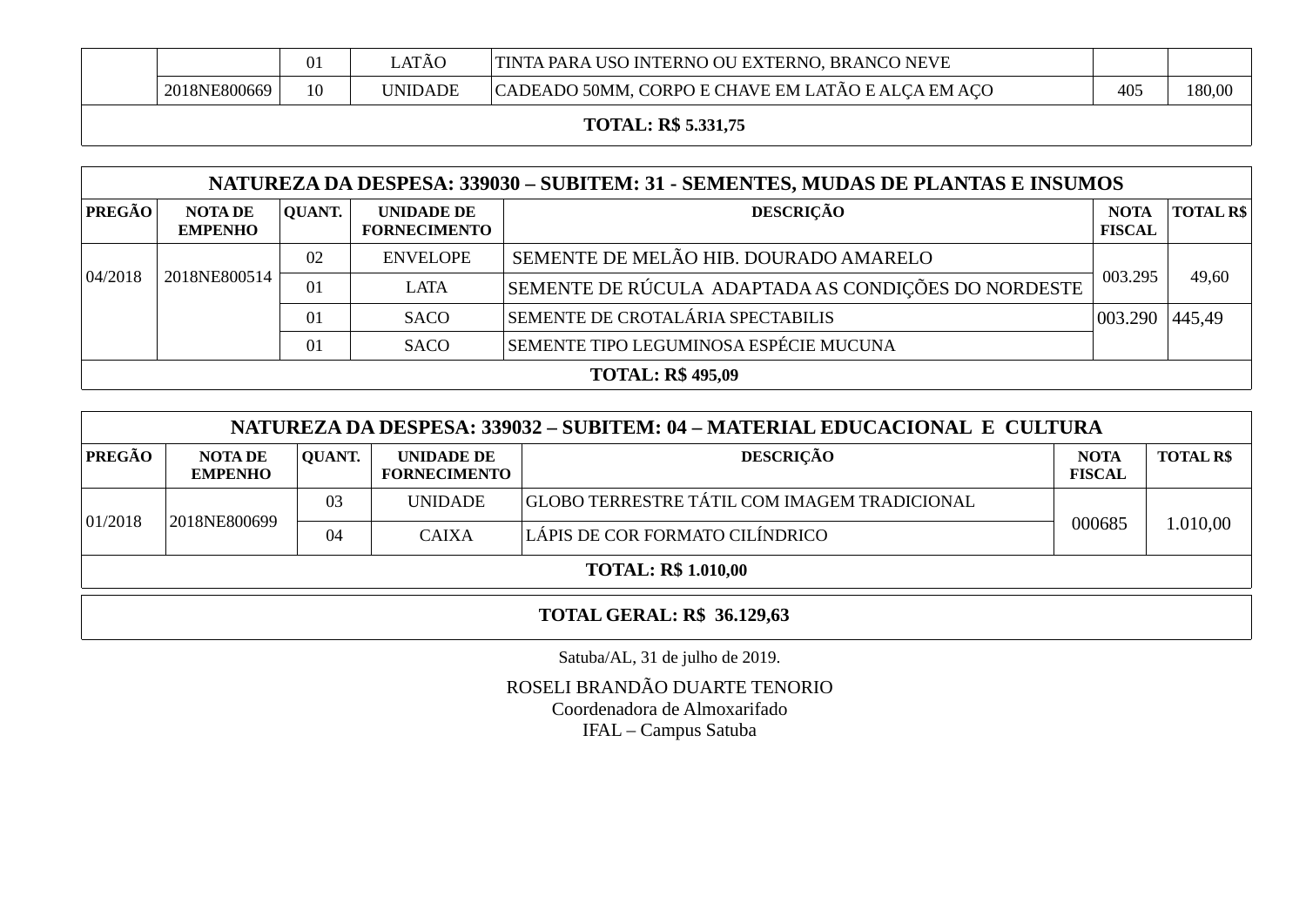| | | | | | | |
|---|---|---|---|---|---|---|
| | | 01 | LATÃO | TINTA PARA USO INTERNO OU EXTERNO, BRANCO NEVE | | |
| | 2018NE800669 | 10 | UNIDADE | CADEADO 50MM, CORPO E CHAVE EM LATÃO E ALÇA EM AÇO | 405 | 180,00 |
| **TOTAL: R$ 5.331,75** | | | | | | |

| NATUREZA DA DESPESA: 339030 – SUBITEM: 31 - SEMENTES, MUDAS DE PLANTAS E INSUMOS | | | | | | |
|---|---|---|---|---|---|---|
| **PREGÃO** | **NOTA DE EMPENHO** | **QUANT.** | **UNIDADE DE FORNECIMENTO** | **DESCRIÇÃO** | **NOTA FISCAL** | **TOTAL R$** |
| 04/2018 | 2018NE800514 | 02 | ENVELOPE | SEMENTE DE MELÃO HIB. DOURADO AMARELO | 003.295 | 49,60 |
| | | 01 | LATA | SEMENTE DE RÚCULA ADAPTADA AS CONDIÇÕES DO NORDESTE | | |
| | | 01 | SACO | SEMENTE DE CROTALÁRIA SPECTABILIS | 003.290 | 445,49 |
| | | 01 | SACO | SEMENTE TIPO LEGUMINOSA ESPÉCIE MUCUNA | | |
| **TOTAL: R$ 495,09** | | | | | | |

| NATUREZA DA DESPESA: 339032 – SUBITEM: 04 – MATERIAL EDUCACIONAL E CULTURA | | | | | | |
|---|---|---|---|---|---|---|
| **PREGÃO** | **NOTA DE EMPENHO** | **QUANT.** | **UNIDADE DE FORNECIMENTO** | **DESCRIÇÃO** | **NOTA FISCAL** | **TOTAL R$** |
| 01/2018 | 2018NE800699 | 03 | UNIDADE | GLOBO TERRESTRE TÁTIL COM IMAGEM TRADICIONAL | 000685 | 1.010,00 |
| | | 04 | CAIXA | LÁPIS DE COR FORMATO CILÍNDRICO | | |
| **TOTAL: R$ 1.010,00** | | | | | | |

**TOTAL GERAL: R$ 36.129,63**

Satuba/AL, 31 de julho de 2019.

ROSELI BRANDÃO DUARTE TENORIO
Coordenadora de Almoxarifado
IFAL – Campus Satuba